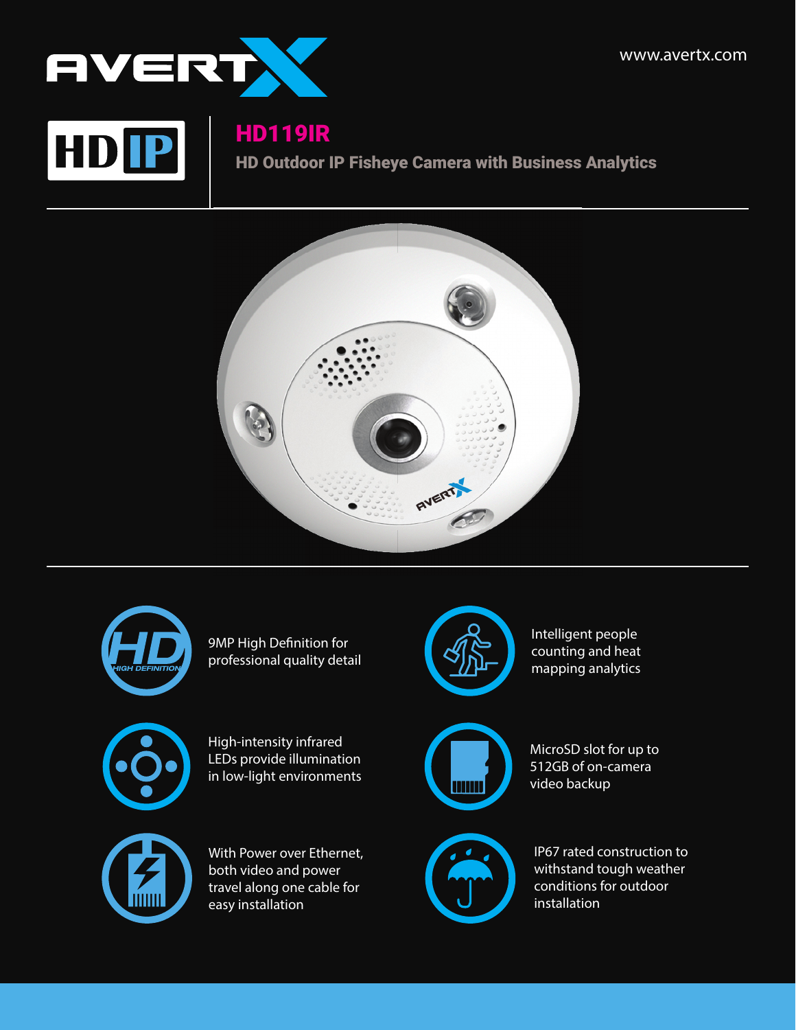AVERTX

www.avertx.com

HD IP

# HD119IR

## HD Outdoor IP Fisheye Camera with Business Analytics

9MP High Definition for professional quality detail

Intelligent people counting and heat mapping analytics

High-intensity infrared LEDs provide illumination in low-light environments

MicroSD slot for up to 512GB of on-camera video backup

With Power over Ethernet, both video and power travel along one cable for easy installation

IP67 rated construction to withstand tough weather conditions for outdoor installation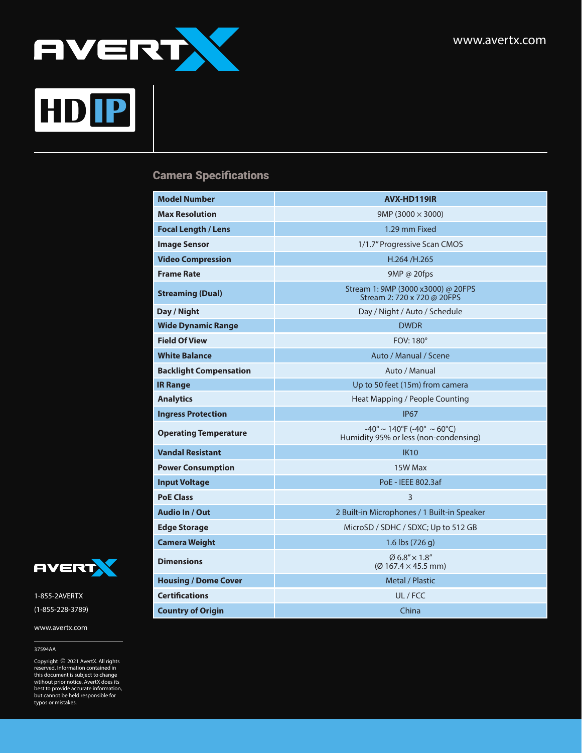AVERTX

www.avertx.com

HD IP

## Camera Specifications

| Model Number | AVX-HD119IR |
|---|---|
| Max Resolution | 9MP (3000 × 3000) |
| Focal Length / Lens | 1.29 mm Fixed |
| Image Sensor | 1/1.7" Progressive Scan CMOS |
| Video Compression | H.264 /H.265 |
| Frame Rate | 9MP @ 20fps |
| Streaming (Dual) | Stream 1: 9MP (3000 x3000) @ 20FPS<br>Stream 2: 720 x 720 @ 20FPS |
| Day / Night | Day / Night / Auto / Schedule |
| Wide Dynamic Range | DWDR |
| Field Of View | FOV: 180° |
| White Balance | Auto / Manual / Scene |
| Backlight Compensation | Auto / Manual |
| IR Range | Up to 50 feet (15m) from camera |
| Analytics | Heat Mapping / People Counting |
| Ingress Protection | IP67 |
| Operating Temperature | -40° ~ 140°F (-40° ~ 60°C)<br>Humidity 95% or less (non-condensing) |
| Vandal Resistant | IK10 |
| Power Consumption | 15W Max |
| Input Voltage | PoE - IEEE 802.3af |
| PoE Class | 3 |
| Audio In / Out | 2 Built-in Microphones / 1 Built-in Speaker |
| Edge Storage | MicroSD / SDHC / SDXC; Up to 512 GB |
| Camera Weight | 1.6 lbs (726 g) |
| Dimensions | Ø 6.8" × 1.8"<br>(Ø 167.4 × 45.5 mm) |
| Housing / Dome Cover | Metal / Plastic |
| Certifications | UL / FCC |
| Country of Origin | China |

AVERTX

1-855-2AVERTX
(1-855-228-3789)

www.avertx.com

37594AA

Copyright © 2021 AvertX. All rights reserved. Information contained in this document is subject to change wtihout prior notice. AvertX does its best to provide accurate information, but cannot be held responsible for typos or mistakes.